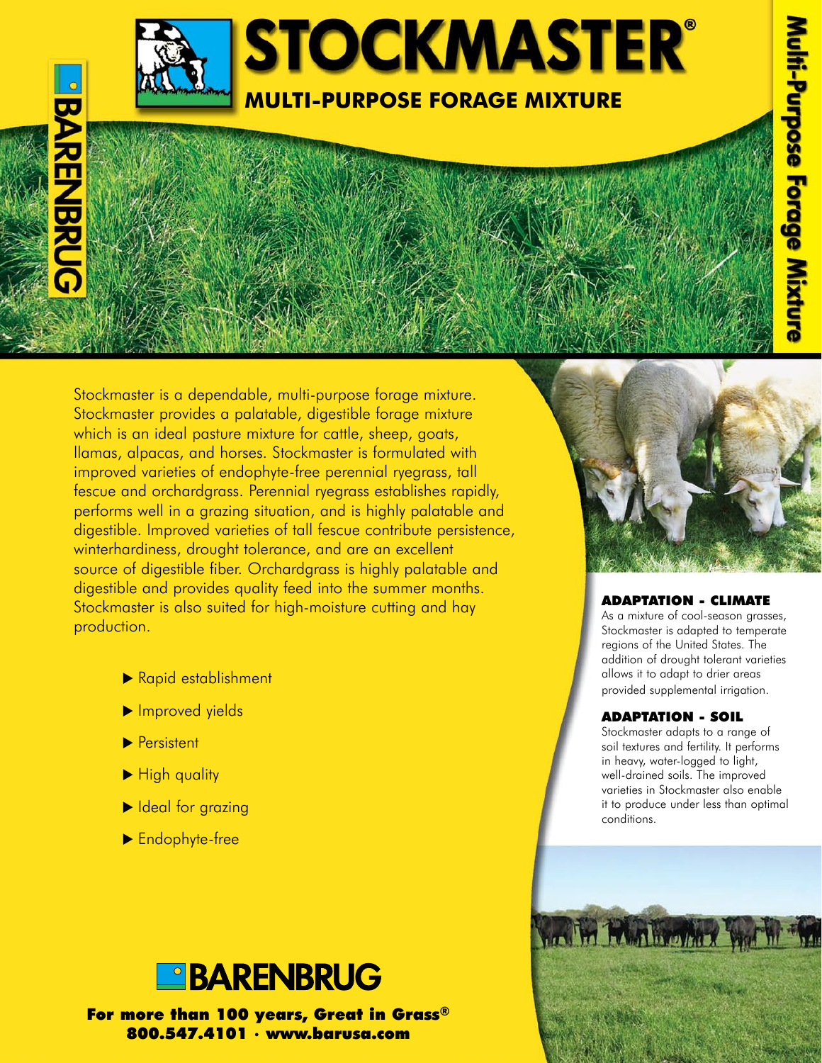# STOCKMASTER®

## MULTI-PURPOSE FORAGE MIXTURE

Stockmaster is a dependable, multi-purpose forage mixture. Stockmaster provides a palatable, digestible forage mixture which is an ideal pasture mixture for cattle, sheep, goats, llamas, alpacas, and horses. Stockmaster is formulated with improved varieties of endophyte-free perennial ryegrass, tall fescue and orchardgrass. Perennial ryegrass establishes rapidly, performs well in a grazing situation, and is highly palatable and digestible. Improved varieties of tall fescue contribute persistence, winterhardiness, drought tolerance, and are an excellent source of digestible fiber. Orchardgrass is highly palatable and digestible and provides quality feed into the summer months. Stockmaster is also suited for high-moisture cutting and hay production.

- Rapid establishment
- Improved yields
- Persistent
- High quality
- Ideal for grazing
- Endophyte-free

### ADAPTATION - CLIMATE

As a mixture of cool-season grasses, Stockmaster is adapted to temperate regions of the United States. The addition of drought tolerant varieties allows it to adapt to drier areas provided supplemental irrigation.

### ADAPTATION - SOIL

Stockmaster adapts to a range of soil textures and fertility. It performs in heavy, water-logged to light, well-drained soils. The improved varieties in Stockmaster also enable it to produce under less than optimal conditions.

**BARENBRUG**

**For more than 100 years, Great in Grass®**
**800.547.4101 · www.barusa.com**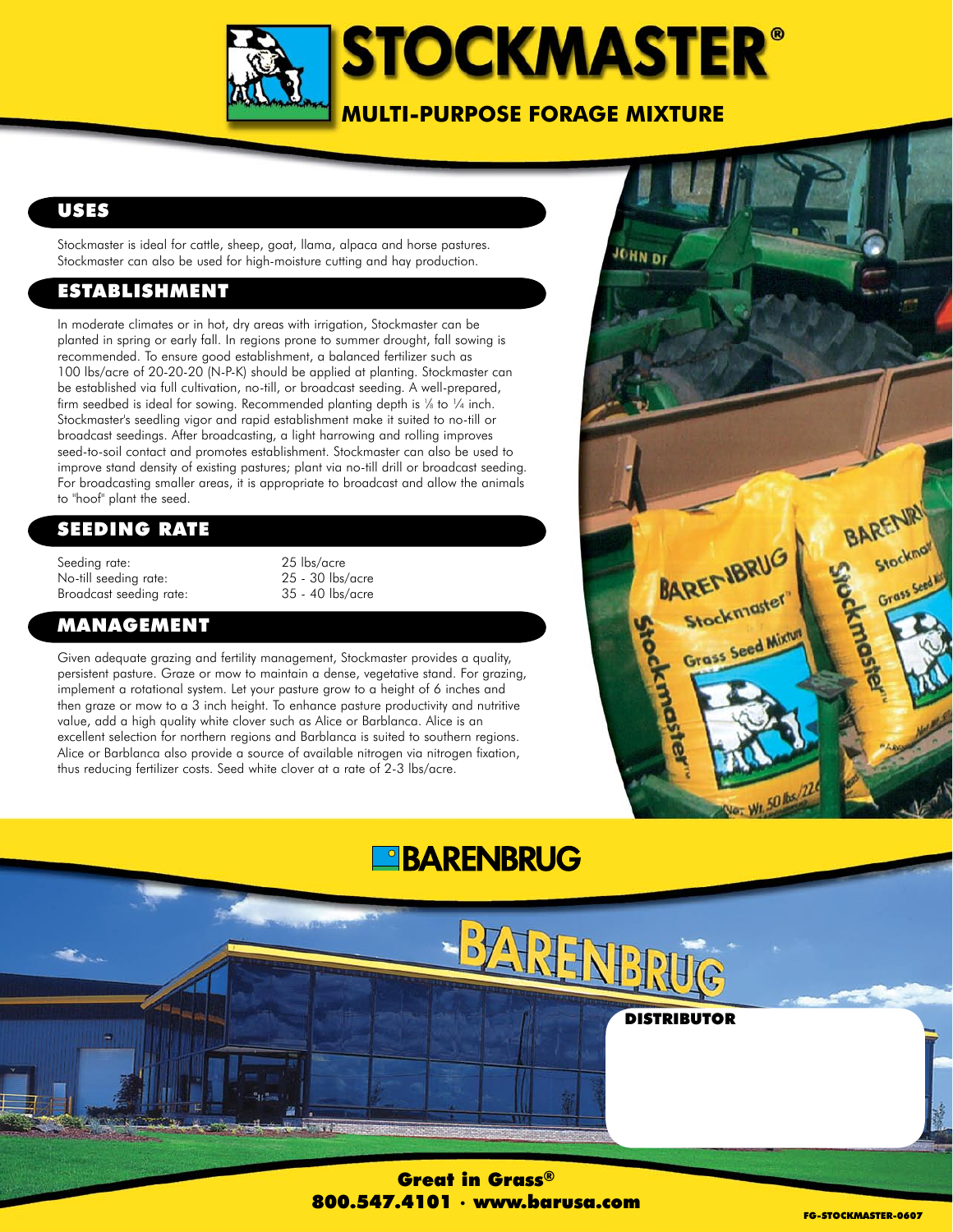# STOCKMASTER®

## MULTI-PURPOSE FORAGE MIXTURE

## USES

Stockmaster is ideal for cattle, sheep, goat, llama, alpaca and horse pastures. Stockmaster can also be used for high-moisture cutting and hay production.

## ESTABLISHMENT

In moderate climates or in hot, dry areas with irrigation, Stockmaster can be planted in spring or early fall. In regions prone to summer drought, fall sowing is recommended. To ensure good establishment, a balanced fertilizer such as 100 lbs/acre of 20-20-20 (N-P-K) should be applied at planting. Stockmaster can be established via full cultivation, no-till, or broadcast seeding. A well-prepared, firm seedbed is ideal for sowing. Recommended planting depth is ⅛ to ¼ inch. Stockmaster's seedling vigor and rapid establishment make it suited to no-till or broadcast seedings. After broadcasting, a light harrowing and rolling improves seed-to-soil contact and promotes establishment. Stockmaster can also be used to improve stand density of existing pastures; plant via no-till drill or broadcast seeding. For broadcasting smaller areas, it is appropriate to broadcast and allow the animals to "hoof" plant the seed.

## SEEDING RATE

| | |
|---|---|
| Seeding rate: | 25 lbs/acre |
| No-till seeding rate: | 25 - 30 lbs/acre |
| Broadcast seeding rate: | 35 - 40 lbs/acre |

## MANAGEMENT

Given adequate grazing and fertility management, Stockmaster provides a quality, persistent pasture. Graze or mow to maintain a dense, vegetative stand. For grazing, implement a rotational system. Let your pasture grow to a height of 6 inches and then graze or mow to a 3 inch height. To enhance pasture productivity and nutritive value, add a high quality white clover such as Alice or Barblanca. Alice is an excellent selection for northern regions and Barblanca is suited to southern regions. Alice or Barblanca also provide a source of available nitrogen via nitrogen fixation, thus reducing fertilizer costs. Seed white clover at a rate of 2-3 lbs/acre.

BARENBRUG

DISTRIBUTOR

**Great in Grass®**
**800.547.4101 · www.barusa.com**

FG-STOCKMASTER-0607